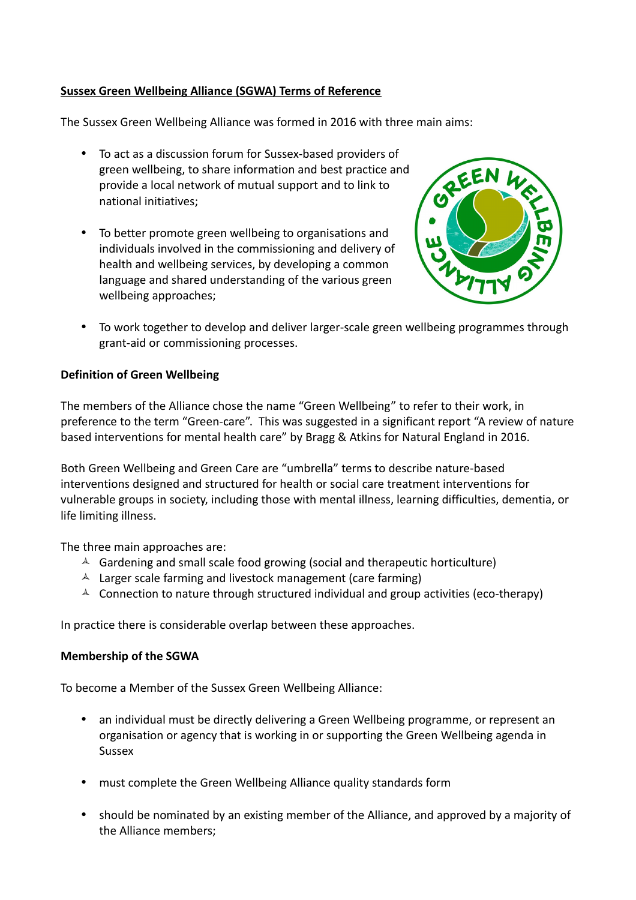**Sussex Green Wellbeing Alliance (SGWA) Terms of Reference**

The Sussex Green Wellbeing Alliance was formed in 2016 with three main aims:

- To act as a discussion forum for Sussex-based providers of green wellbeing, to share information and best practice and provide a local network of mutual support and to link to national initiatives;
- To better promote green wellbeing to organisations and individuals involved in the commissioning and delivery of health and wellbeing services, by developing a common language and shared understanding of the various green wellbeing approaches;
- To work together to develop and deliver larger-scale green wellbeing programmes through grant-aid or commissioning processes.

**Definition of Green Wellbeing**

The members of the Alliance chose the name "Green Wellbeing" to refer to their work, in preference to the term "Green-care". This was suggested in a significant report "A review of nature based interventions for mental health care" by Bragg & Atkins for Natural England in 2016.

Both Green Wellbeing and Green Care are "umbrella" terms to describe nature-based interventions designed and structured for health or social care treatment interventions for vulnerable groups in society, including those with mental illness, learning difficulties, dementia, or life limiting illness.

The three main approaches are:

- Gardening and small scale food growing (social and therapeutic horticulture)
- Larger scale farming and livestock management (care farming)
- Connection to nature through structured individual and group activities (eco-therapy)

In practice there is considerable overlap between these approaches.

**Membership of the SGWA**

To become a Member of the Sussex Green Wellbeing Alliance:

- an individual must be directly delivering a Green Wellbeing programme, or represent an organisation or agency that is working in or supporting the Green Wellbeing agenda in Sussex
- must complete the Green Wellbeing Alliance quality standards form
- should be nominated by an existing member of the Alliance, and approved by a majority of the Alliance members;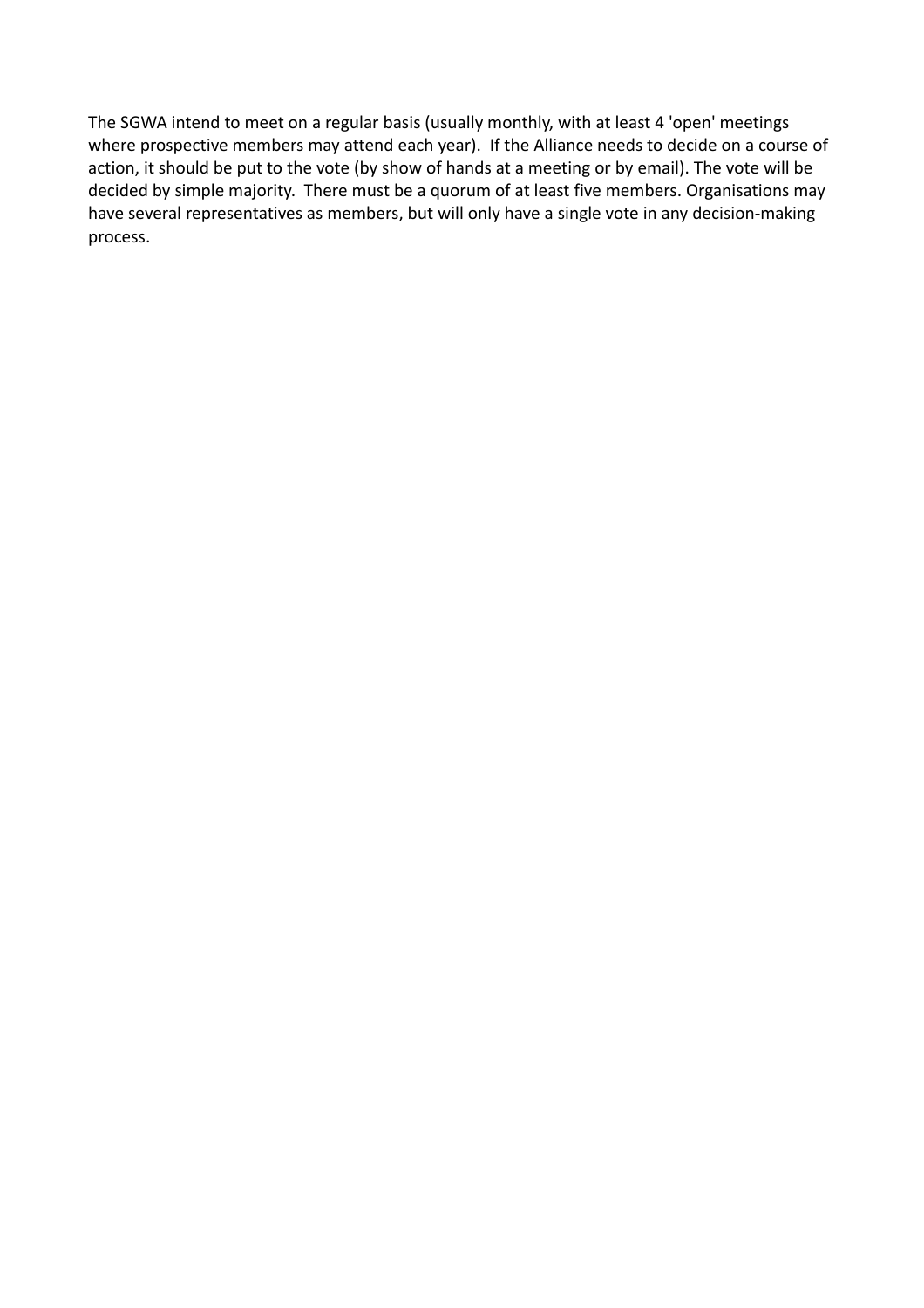The SGWA intend to meet on a regular basis (usually monthly, with at least 4 'open' meetings where prospective members may attend each year). If the Alliance needs to decide on a course of action, it should be put to the vote (by show of hands at a meeting or by email). The vote will be decided by simple majority. There must be a quorum of at least five members. Organisations may have several representatives as members, but will only have a single vote in any decision-making process.